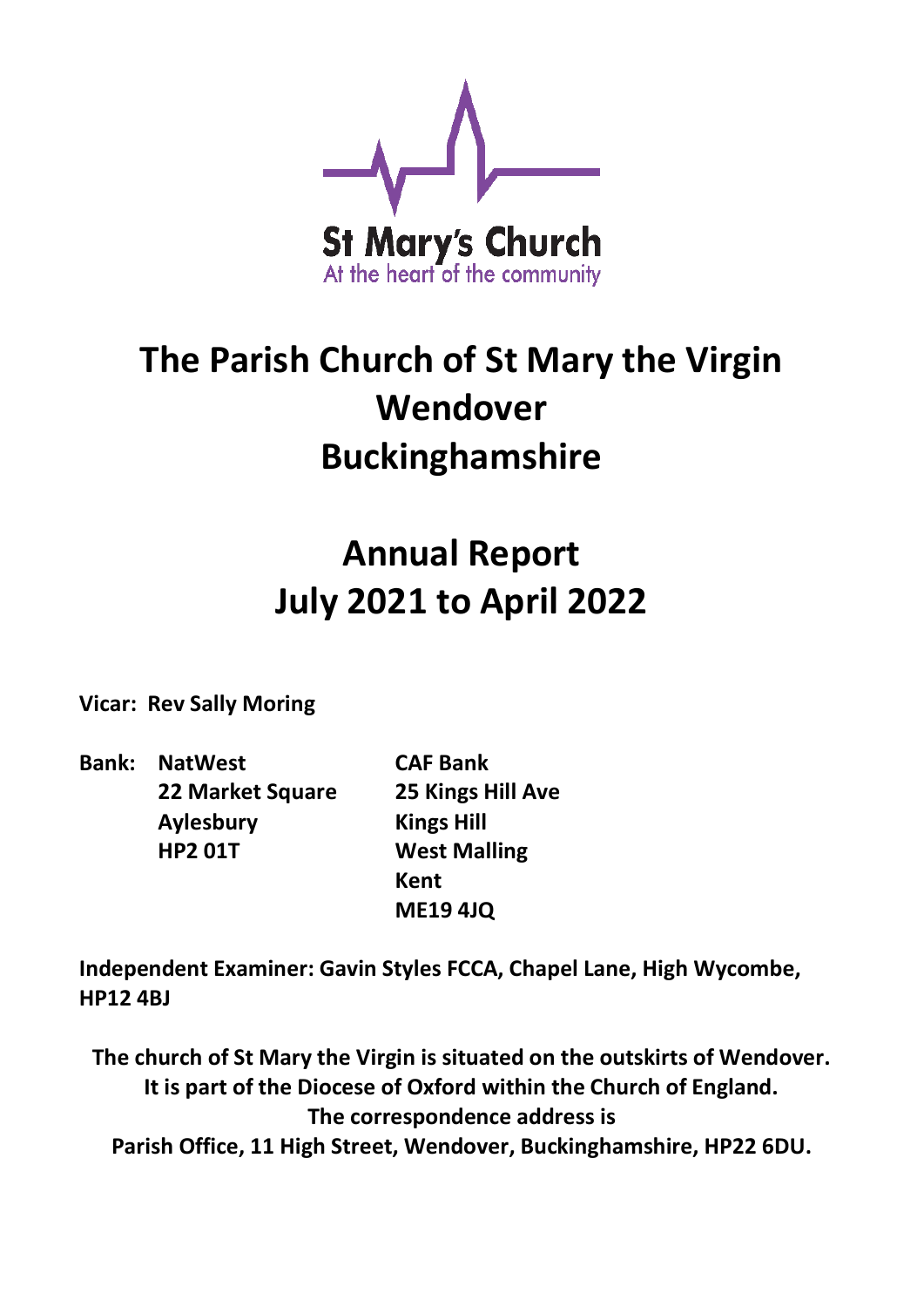St Mary's Church
At the heart of the community

# The Parish Church of St Mary the Virgin Wendover Buckinghamshire

# Annual Report July 2021 to April 2022

**Vicar: Rev Sally Moring**

| **Bank:** | **NatWest** | **CAF Bank** |
|---|---|---|
| | **22 Market Square** | **25 Kings Hill Ave** |
| | **Aylesbury** | **Kings Hill** |
| | **HP2 01T** | **West Malling** |
| | | **Kent** |
| | | **ME19 4JQ** |

**Independent Examiner: Gavin Styles FCCA, Chapel Lane, High Wycombe, HP12 4BJ**

**The church of St Mary the Virgin is situated on the outskirts of Wendover. It is part of the Diocese of Oxford within the Church of England. The correspondence address is Parish Office, 11 High Street, Wendover, Buckinghamshire, HP22 6DU.**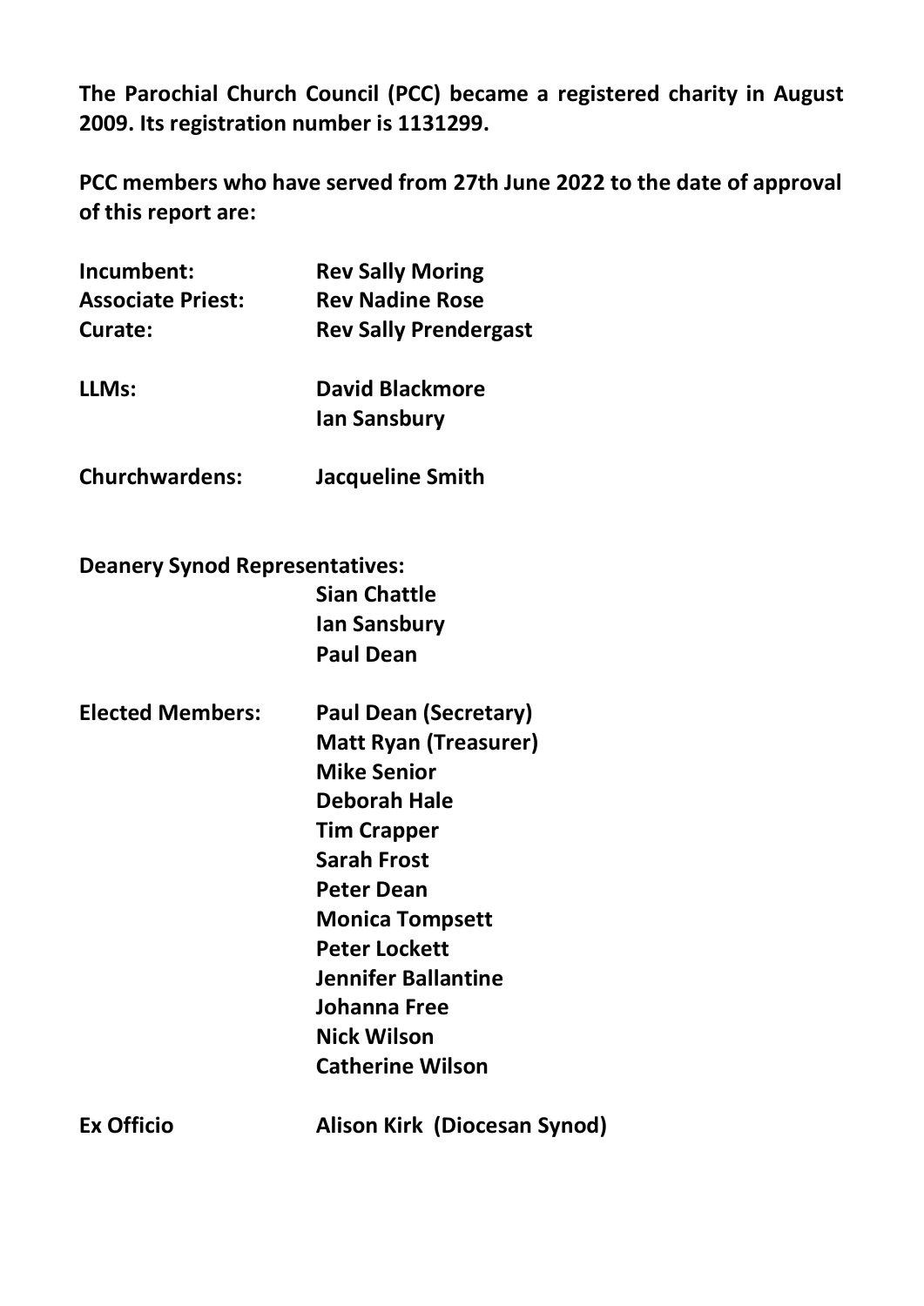**The Parochial Church Council (PCC) became a registered charity in August 2009. Its registration number is 1131299.**

**PCC members who have served from 27th June 2022 to the date of approval of this report are:**

| | |
|---|---|
| **Incumbent:** | **Rev Sally Moring** |
| **Associate Priest:** | **Rev Nadine Rose** |
| **Curate:** | **Rev Sally Prendergast** |
| **LLMs:** | **David Blackmore** |
| | **Ian Sansbury** |
| **Churchwardens:** | **Jacqueline Smith** |
| **Deanery Synod Representatives:** | |
| | **Sian Chattle** |
| | **Ian Sansbury** |
| | **Paul Dean** |
| **Elected Members:** | **Paul Dean (Secretary)** |
| | **Matt Ryan (Treasurer)** |
| | **Mike Senior** |
| | **Deborah Hale** |
| | **Tim Crapper** |
| | **Sarah Frost** |
| | **Peter Dean** |
| | **Monica Tompsett** |
| | **Peter Lockett** |
| | **Jennifer Ballantine** |
| | **Johanna Free** |
| | **Nick Wilson** |
| | **Catherine Wilson** |
| **Ex Officio** | **Alison Kirk (Diocesan Synod)** |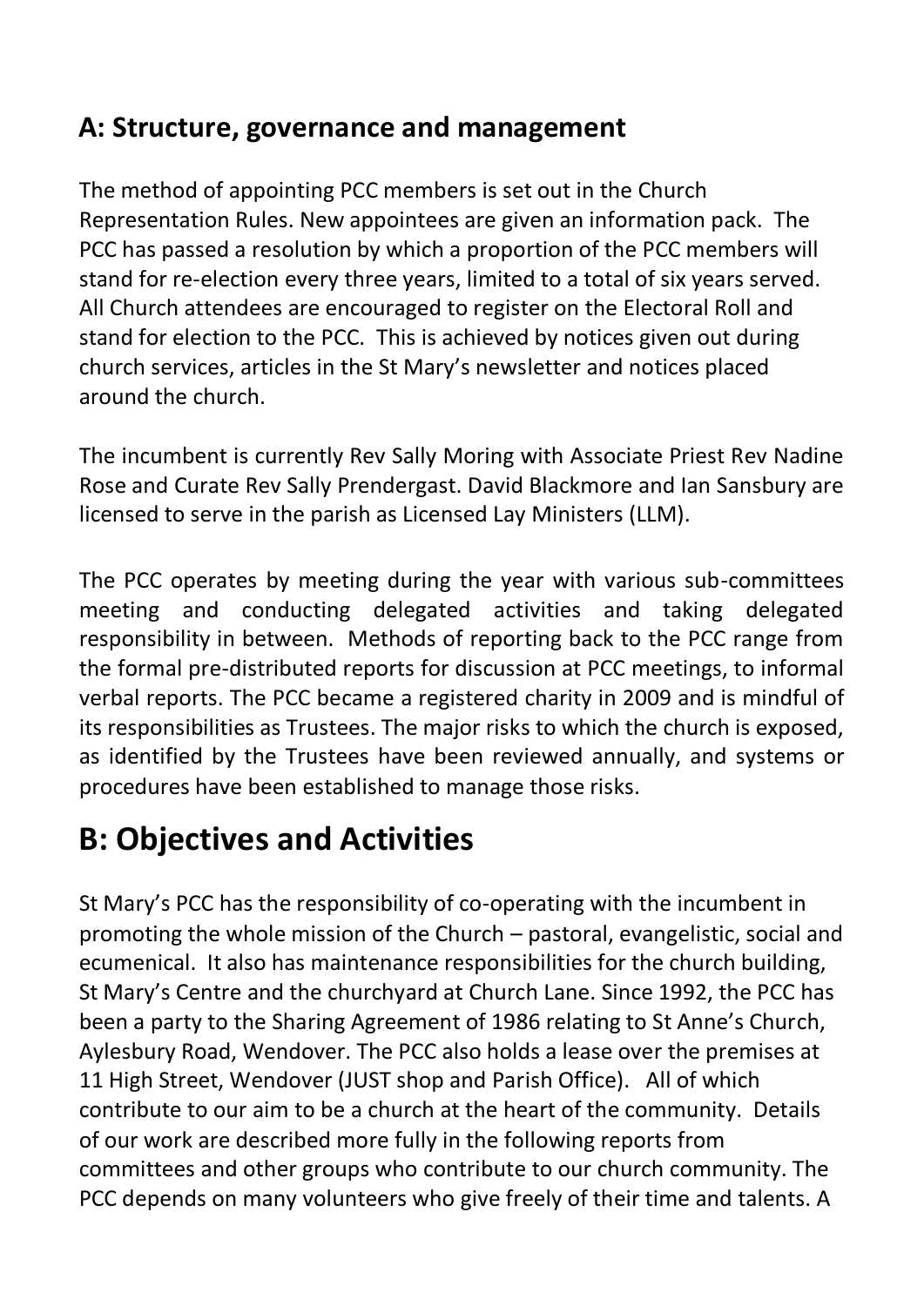## A: Structure, governance and management

The method of appointing PCC members is set out in the Church Representation Rules. New appointees are given an information pack. The PCC has passed a resolution by which a proportion of the PCC members will stand for re-election every three years, limited to a total of six years served. All Church attendees are encouraged to register on the Electoral Roll and stand for election to the PCC. This is achieved by notices given out during church services, articles in the St Mary's newsletter and notices placed around the church.

The incumbent is currently Rev Sally Moring with Associate Priest Rev Nadine Rose and Curate Rev Sally Prendergast. David Blackmore and Ian Sansbury are licensed to serve in the parish as Licensed Lay Ministers (LLM).

The PCC operates by meeting during the year with various sub-committees meeting and conducting delegated activities and taking delegated responsibility in between. Methods of reporting back to the PCC range from the formal pre-distributed reports for discussion at PCC meetings, to informal verbal reports. The PCC became a registered charity in 2009 and is mindful of its responsibilities as Trustees. The major risks to which the church is exposed, as identified by the Trustees have been reviewed annually, and systems or procedures have been established to manage those risks.

# B: Objectives and Activities

St Mary's PCC has the responsibility of co-operating with the incumbent in promoting the whole mission of the Church – pastoral, evangelistic, social and ecumenical. It also has maintenance responsibilities for the church building, St Mary's Centre and the churchyard at Church Lane. Since 1992, the PCC has been a party to the Sharing Agreement of 1986 relating to St Anne's Church, Aylesbury Road, Wendover. The PCC also holds a lease over the premises at 11 High Street, Wendover (JUST shop and Parish Office). All of which contribute to our aim to be a church at the heart of the community. Details of our work are described more fully in the following reports from committees and other groups who contribute to our church community. The PCC depends on many volunteers who give freely of their time and talents. A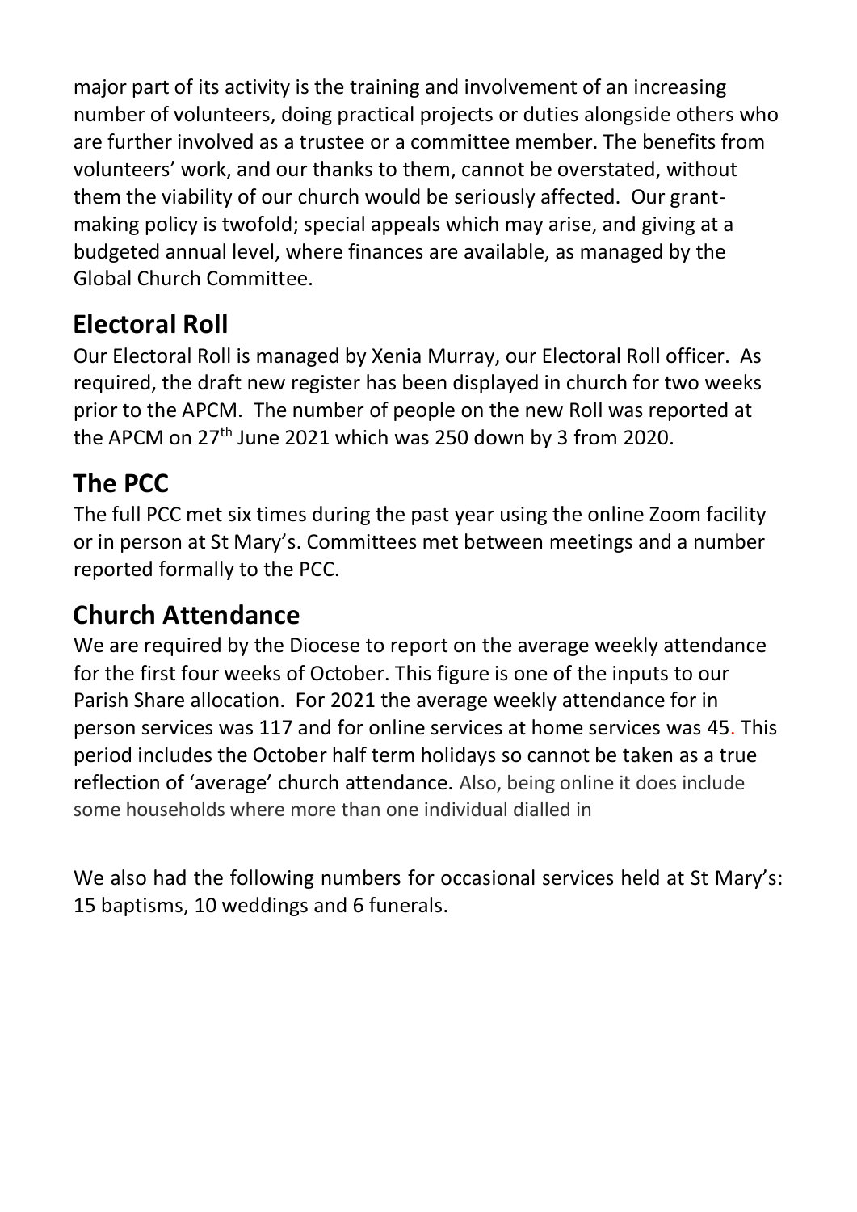major part of its activity is the training and involvement of an increasing number of volunteers, doing practical projects or duties alongside others who are further involved as a trustee or a committee member. The benefits from volunteers' work, and our thanks to them, cannot be overstated, without them the viability of our church would be seriously affected. Our grant-making policy is twofold; special appeals which may arise, and giving at a budgeted annual level, where finances are available, as managed by the Global Church Committee.

## Electoral Roll

Our Electoral Roll is managed by Xenia Murray, our Electoral Roll officer. As required, the draft new register has been displayed in church for two weeks prior to the APCM. The number of people on the new Roll was reported at the APCM on 27th June 2021 which was 250 down by 3 from 2020.

## The PCC

The full PCC met six times during the past year using the online Zoom facility or in person at St Mary's. Committees met between meetings and a number reported formally to the PCC.

## Church Attendance

We are required by the Diocese to report on the average weekly attendance for the first four weeks of October. This figure is one of the inputs to our Parish Share allocation. For 2021 the average weekly attendance for in person services was 117 and for online services at home services was 45. This period includes the October half term holidays so cannot be taken as a true reflection of 'average' church attendance. Also, being online it does include some households where more than one individual dialled in

We also had the following numbers for occasional services held at St Mary's: 15 baptisms, 10 weddings and 6 funerals.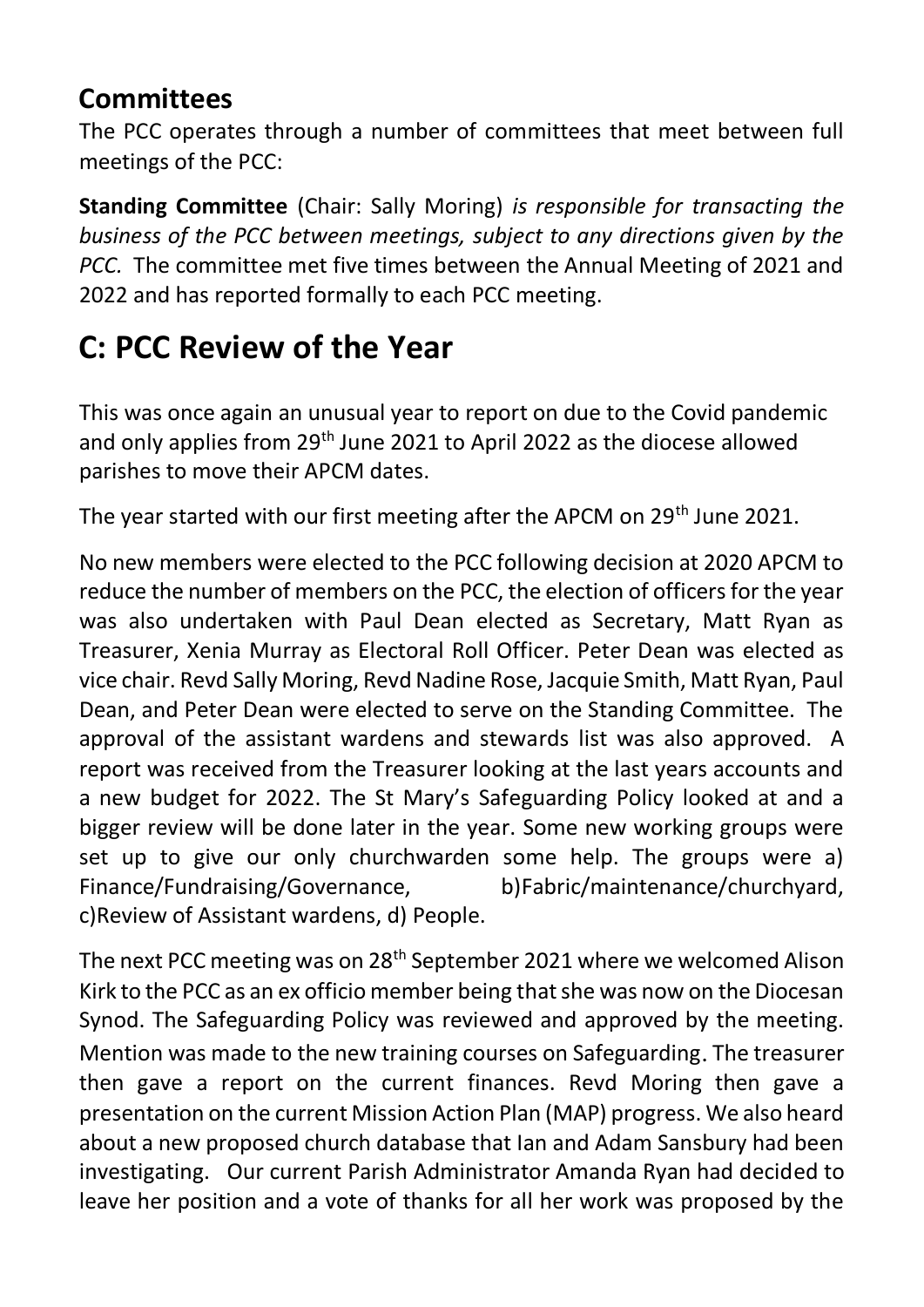## Committees

The PCC operates through a number of committees that meet between full meetings of the PCC:

**Standing Committee** (Chair: Sally Moring) *is responsible for transacting the business of the PCC between meetings, subject to any directions given by the PCC.* The committee met five times between the Annual Meeting of 2021 and 2022 and has reported formally to each PCC meeting.

# C: PCC Review of the Year

This was once again an unusual year to report on due to the Covid pandemic and only applies from 29th June 2021 to April 2022 as the diocese allowed parishes to move their APCM dates.

The year started with our first meeting after the APCM on 29th June 2021.

No new members were elected to the PCC following decision at 2020 APCM to reduce the number of members on the PCC, the election of officers for the year was also undertaken with Paul Dean elected as Secretary, Matt Ryan as Treasurer, Xenia Murray as Electoral Roll Officer. Peter Dean was elected as vice chair. Revd Sally Moring, Revd Nadine Rose, Jacquie Smith, Matt Ryan, Paul Dean, and Peter Dean were elected to serve on the Standing Committee. The approval of the assistant wardens and stewards list was also approved. A report was received from the Treasurer looking at the last years accounts and a new budget for 2022. The St Mary's Safeguarding Policy looked at and a bigger review will be done later in the year. Some new working groups were set up to give our only churchwarden some help. The groups were a) Finance/Fundraising/Governance, b)Fabric/maintenance/churchyard, c)Review of Assistant wardens, d) People.

The next PCC meeting was on 28th September 2021 where we welcomed Alison Kirk to the PCC as an ex officio member being that she was now on the Diocesan Synod. The Safeguarding Policy was reviewed and approved by the meeting. Mention was made to the new training courses on Safeguarding. The treasurer then gave a report on the current finances. Revd Moring then gave a presentation on the current Mission Action Plan (MAP) progress. We also heard about a new proposed church database that Ian and Adam Sansbury had been investigating. Our current Parish Administrator Amanda Ryan had decided to leave her position and a vote of thanks for all her work was proposed by the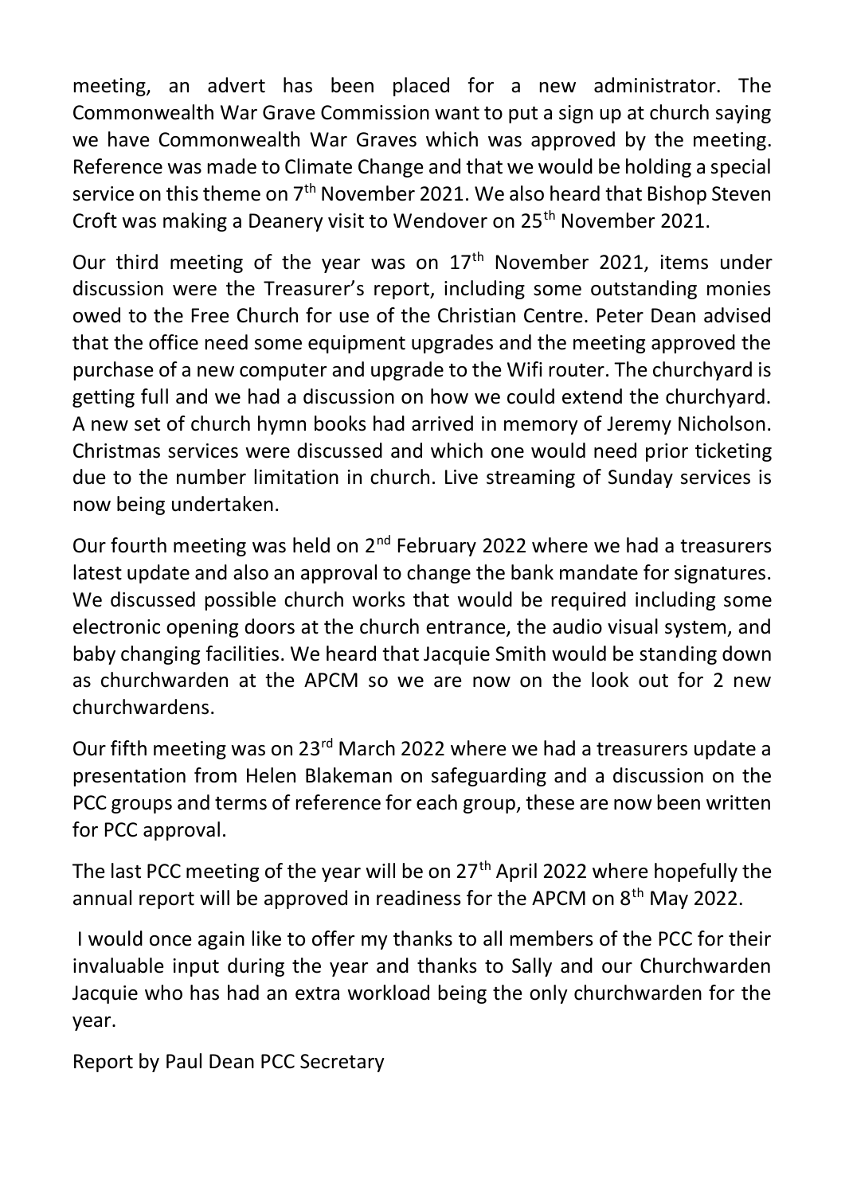meeting, an advert has been placed for a new administrator. The Commonwealth War Grave Commission want to put a sign up at church saying we have Commonwealth War Graves which was approved by the meeting. Reference was made to Climate Change and that we would be holding a special service on this theme on 7th November 2021. We also heard that Bishop Steven Croft was making a Deanery visit to Wendover on 25th November 2021.

Our third meeting of the year was on 17th November 2021, items under discussion were the Treasurer's report, including some outstanding monies owed to the Free Church for use of the Christian Centre. Peter Dean advised that the office need some equipment upgrades and the meeting approved the purchase of a new computer and upgrade to the Wifi router. The churchyard is getting full and we had a discussion on how we could extend the churchyard. A new set of church hymn books had arrived in memory of Jeremy Nicholson. Christmas services were discussed and which one would need prior ticketing due to the number limitation in church. Live streaming of Sunday services is now being undertaken.

Our fourth meeting was held on 2nd February 2022 where we had a treasurers latest update and also an approval to change the bank mandate for signatures. We discussed possible church works that would be required including some electronic opening doors at the church entrance, the audio visual system, and baby changing facilities. We heard that Jacquie Smith would be standing down as churchwarden at the APCM so we are now on the look out for 2 new churchwardens.

Our fifth meeting was on 23rd March 2022 where we had a treasurers update a presentation from Helen Blakeman on safeguarding and a discussion on the PCC groups and terms of reference for each group, these are now been written for PCC approval.

The last PCC meeting of the year will be on 27th April 2022 where hopefully the annual report will be approved in readiness for the APCM on 8th May 2022.

I would once again like to offer my thanks to all members of the PCC for their invaluable input during the year and thanks to Sally and our Churchwarden Jacquie who has had an extra workload being the only churchwarden for the year.

Report by Paul Dean PCC Secretary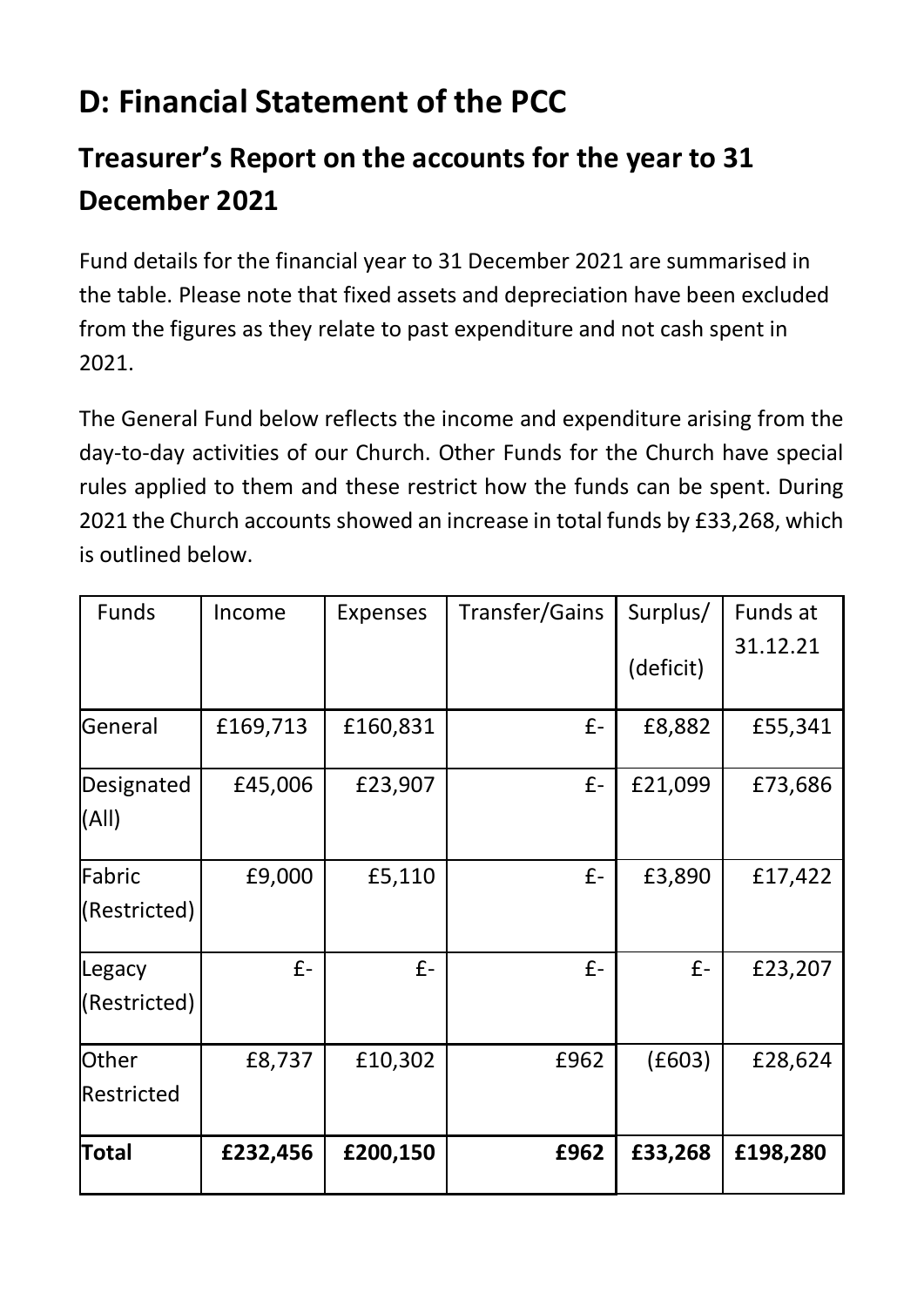# D: Financial Statement of the PCC

## Treasurer's Report on the accounts for the year to 31 December 2021

Fund details for the financial year to 31 December 2021 are summarised in the table. Please note that fixed assets and depreciation have been excluded from the figures as they relate to past expenditure and not cash spent in 2021.

The General Fund below reflects the income and expenditure arising from the day-to-day activities of our Church. Other Funds for the Church have special rules applied to them and these restrict how the funds can be spent. During 2021 the Church accounts showed an increase in total funds by £33,268, which is outlined below.

| Funds | Income | Expenses | Transfer/Gains | Surplus/ (deficit) | Funds at 31.12.21 |
|---|---|---|---|---|---|
| General | £169,713 | £160,831 | £- | £8,882 | £55,341 |
| Designated (All) | £45,006 | £23,907 | £- | £21,099 | £73,686 |
| Fabric (Restricted) | £9,000 | £5,110 | £- | £3,890 | £17,422 |
| Legacy (Restricted) | £- | £- | £- | £- | £23,207 |
| Other Restricted | £8,737 | £10,302 | £962 | (£603) | £28,624 |
| **Total** | **£232,456** | **£200,150** | **£962** | **£33,268** | **£198,280** |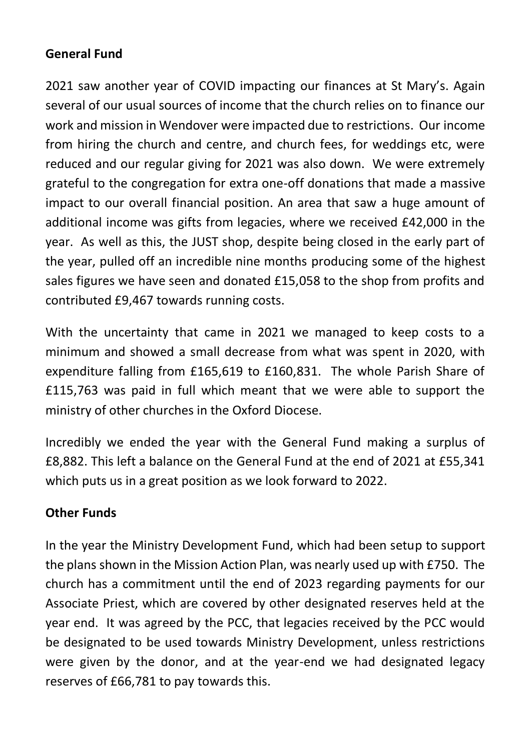**General Fund**

2021 saw another year of COVID impacting our finances at St Mary's. Again several of our usual sources of income that the church relies on to finance our work and mission in Wendover were impacted due to restrictions. Our income from hiring the church and centre, and church fees, for weddings etc, were reduced and our regular giving for 2021 was also down. We were extremely grateful to the congregation for extra one-off donations that made a massive impact to our overall financial position. An area that saw a huge amount of additional income was gifts from legacies, where we received £42,000 in the year. As well as this, the JUST shop, despite being closed in the early part of the year, pulled off an incredible nine months producing some of the highest sales figures we have seen and donated £15,058 to the shop from profits and contributed £9,467 towards running costs.

With the uncertainty that came in 2021 we managed to keep costs to a minimum and showed a small decrease from what was spent in 2020, with expenditure falling from £165,619 to £160,831. The whole Parish Share of £115,763 was paid in full which meant that we were able to support the ministry of other churches in the Oxford Diocese.

Incredibly we ended the year with the General Fund making a surplus of £8,882. This left a balance on the General Fund at the end of 2021 at £55,341 which puts us in a great position as we look forward to 2022.

**Other Funds**

In the year the Ministry Development Fund, which had been setup to support the plans shown in the Mission Action Plan, was nearly used up with £750. The church has a commitment until the end of 2023 regarding payments for our Associate Priest, which are covered by other designated reserves held at the year end. It was agreed by the PCC, that legacies received by the PCC would be designated to be used towards Ministry Development, unless restrictions were given by the donor, and at the year-end we had designated legacy reserves of £66,781 to pay towards this.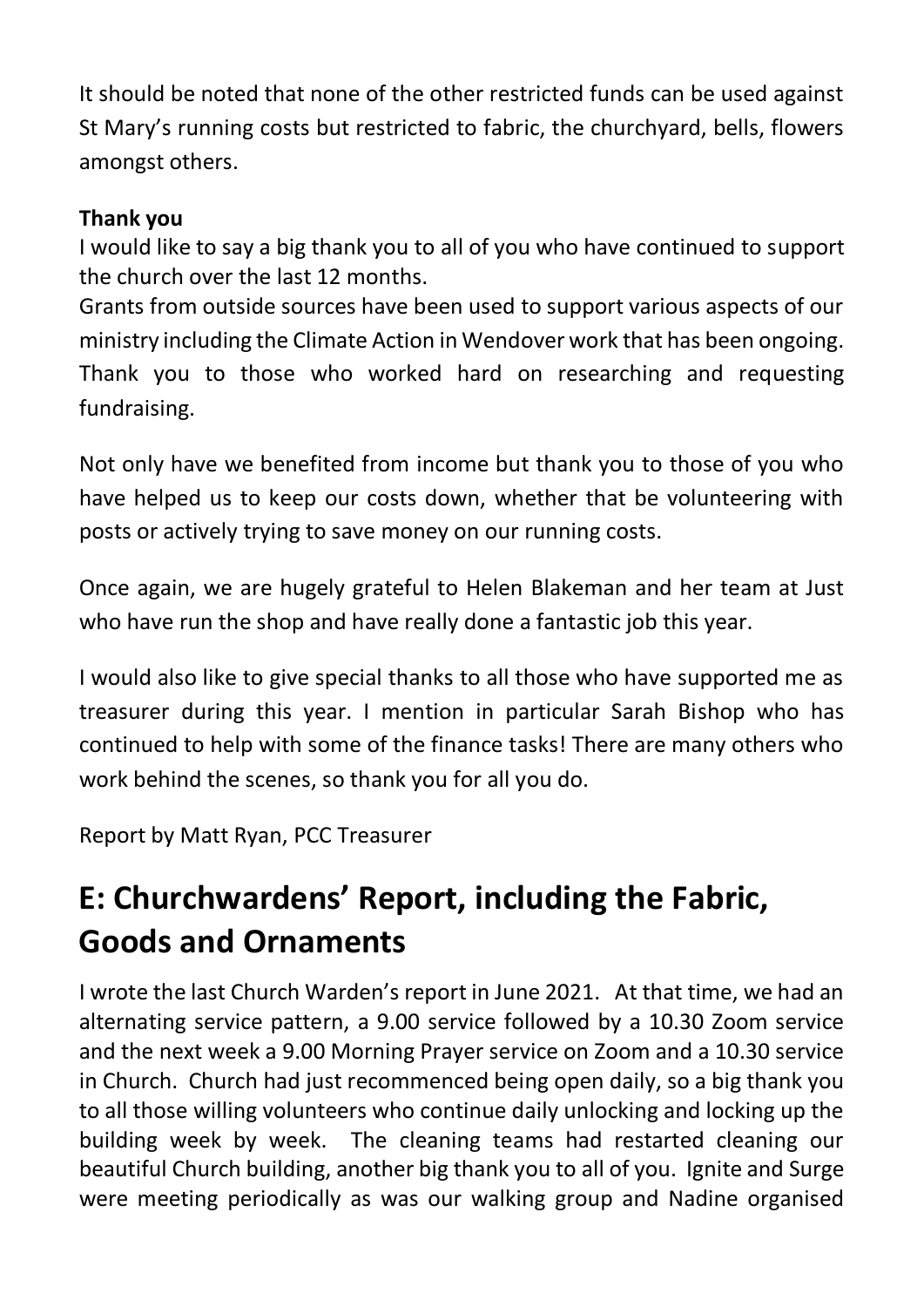It should be noted that none of the other restricted funds can be used against St Mary's running costs but restricted to fabric, the churchyard, bells, flowers amongst others.

**Thank you**

I would like to say a big thank you to all of you who have continued to support the church over the last 12 months.

Grants from outside sources have been used to support various aspects of our ministry including the Climate Action in Wendover work that has been ongoing. Thank you to those who worked hard on researching and requesting fundraising.

Not only have we benefited from income but thank you to those of you who have helped us to keep our costs down, whether that be volunteering with posts or actively trying to save money on our running costs.

Once again, we are hugely grateful to Helen Blakeman and her team at Just who have run the shop and have really done a fantastic job this year.

I would also like to give special thanks to all those who have supported me as treasurer during this year. I mention in particular Sarah Bishop who has continued to help with some of the finance tasks! There are many others who work behind the scenes, so thank you for all you do.

Report by Matt Ryan, PCC Treasurer

# E: Churchwardens' Report, including the Fabric, Goods and Ornaments

I wrote the last Church Warden's report in June 2021. At that time, we had an alternating service pattern, a 9.00 service followed by a 10.30 Zoom service and the next week a 9.00 Morning Prayer service on Zoom and a 10.30 service in Church. Church had just recommenced being open daily, so a big thank you to all those willing volunteers who continue daily unlocking and locking up the building week by week. The cleaning teams had restarted cleaning our beautiful Church building, another big thank you to all of you. Ignite and Surge were meeting periodically as was our walking group and Nadine organised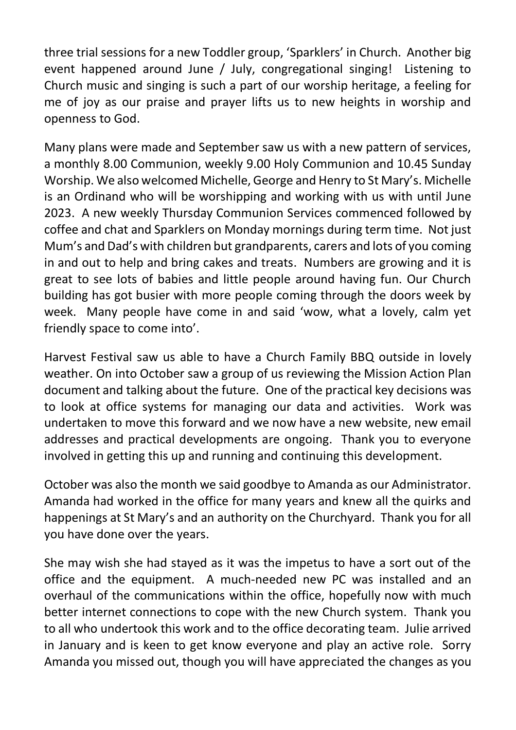three trial sessions for a new Toddler group, 'Sparklers' in Church. Another big event happened around June / July, congregational singing! Listening to Church music and singing is such a part of our worship heritage, a feeling for me of joy as our praise and prayer lifts us to new heights in worship and openness to God.

Many plans were made and September saw us with a new pattern of services, a monthly 8.00 Communion, weekly 9.00 Holy Communion and 10.45 Sunday Worship. We also welcomed Michelle, George and Henry to St Mary's. Michelle is an Ordinand who will be worshipping and working with us with until June 2023. A new weekly Thursday Communion Services commenced followed by coffee and chat and Sparklers on Monday mornings during term time. Not just Mum's and Dad's with children but grandparents, carers and lots of you coming in and out to help and bring cakes and treats. Numbers are growing and it is great to see lots of babies and little people around having fun. Our Church building has got busier with more people coming through the doors week by week. Many people have come in and said 'wow, what a lovely, calm yet friendly space to come into'.

Harvest Festival saw us able to have a Church Family BBQ outside in lovely weather. On into October saw a group of us reviewing the Mission Action Plan document and talking about the future. One of the practical key decisions was to look at office systems for managing our data and activities. Work was undertaken to move this forward and we now have a new website, new email addresses and practical developments are ongoing. Thank you to everyone involved in getting this up and running and continuing this development.

October was also the month we said goodbye to Amanda as our Administrator. Amanda had worked in the office for many years and knew all the quirks and happenings at St Mary's and an authority on the Churchyard. Thank you for all you have done over the years.

She may wish she had stayed as it was the impetus to have a sort out of the office and the equipment. A much-needed new PC was installed and an overhaul of the communications within the office, hopefully now with much better internet connections to cope with the new Church system. Thank you to all who undertook this work and to the office decorating team. Julie arrived in January and is keen to get know everyone and play an active role. Sorry Amanda you missed out, though you will have appreciated the changes as you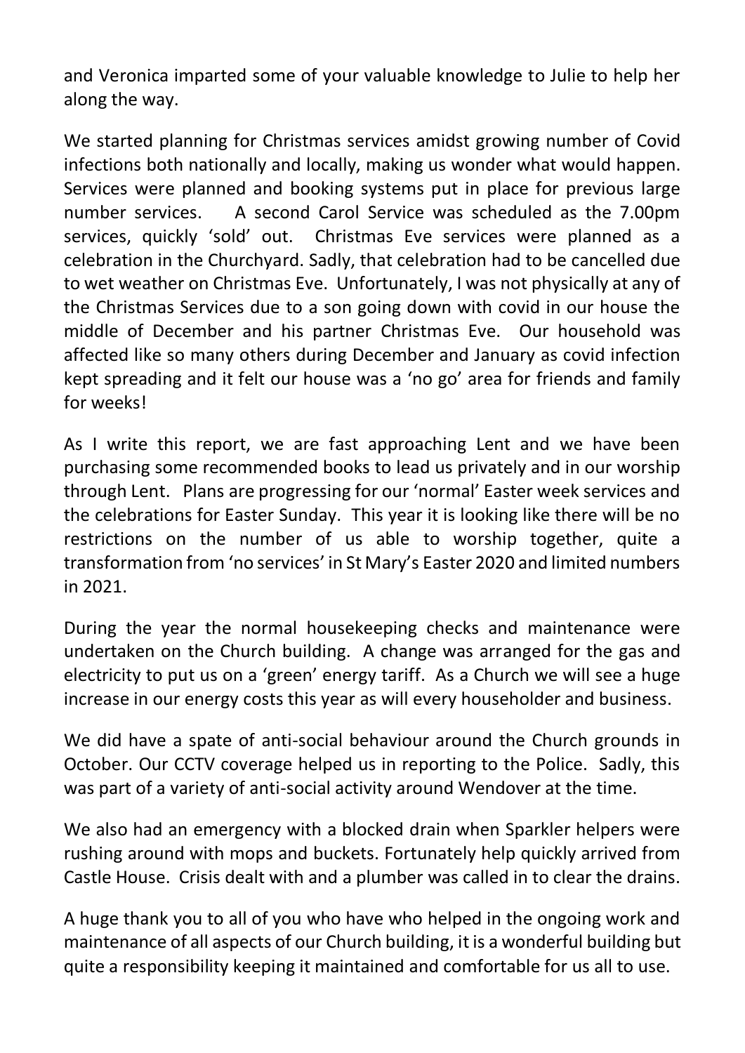and Veronica imparted some of your valuable knowledge to Julie to help her along the way.

We started planning for Christmas services amidst growing number of Covid infections both nationally and locally, making us wonder what would happen. Services were planned and booking systems put in place for previous large number services. A second Carol Service was scheduled as the 7.00pm services, quickly 'sold' out. Christmas Eve services were planned as a celebration in the Churchyard. Sadly, that celebration had to be cancelled due to wet weather on Christmas Eve. Unfortunately, I was not physically at any of the Christmas Services due to a son going down with covid in our house the middle of December and his partner Christmas Eve. Our household was affected like so many others during December and January as covid infection kept spreading and it felt our house was a 'no go' area for friends and family for weeks!

As I write this report, we are fast approaching Lent and we have been purchasing some recommended books to lead us privately and in our worship through Lent. Plans are progressing for our 'normal' Easter week services and the celebrations for Easter Sunday. This year it is looking like there will be no restrictions on the number of us able to worship together, quite a transformation from 'no services' in St Mary's Easter 2020 and limited numbers in 2021.

During the year the normal housekeeping checks and maintenance were undertaken on the Church building. A change was arranged for the gas and electricity to put us on a 'green' energy tariff. As a Church we will see a huge increase in our energy costs this year as will every householder and business.

We did have a spate of anti-social behaviour around the Church grounds in October. Our CCTV coverage helped us in reporting to the Police. Sadly, this was part of a variety of anti-social activity around Wendover at the time.

We also had an emergency with a blocked drain when Sparkler helpers were rushing around with mops and buckets. Fortunately help quickly arrived from Castle House. Crisis dealt with and a plumber was called in to clear the drains.

A huge thank you to all of you who have who helped in the ongoing work and maintenance of all aspects of our Church building, it is a wonderful building but quite a responsibility keeping it maintained and comfortable for us all to use.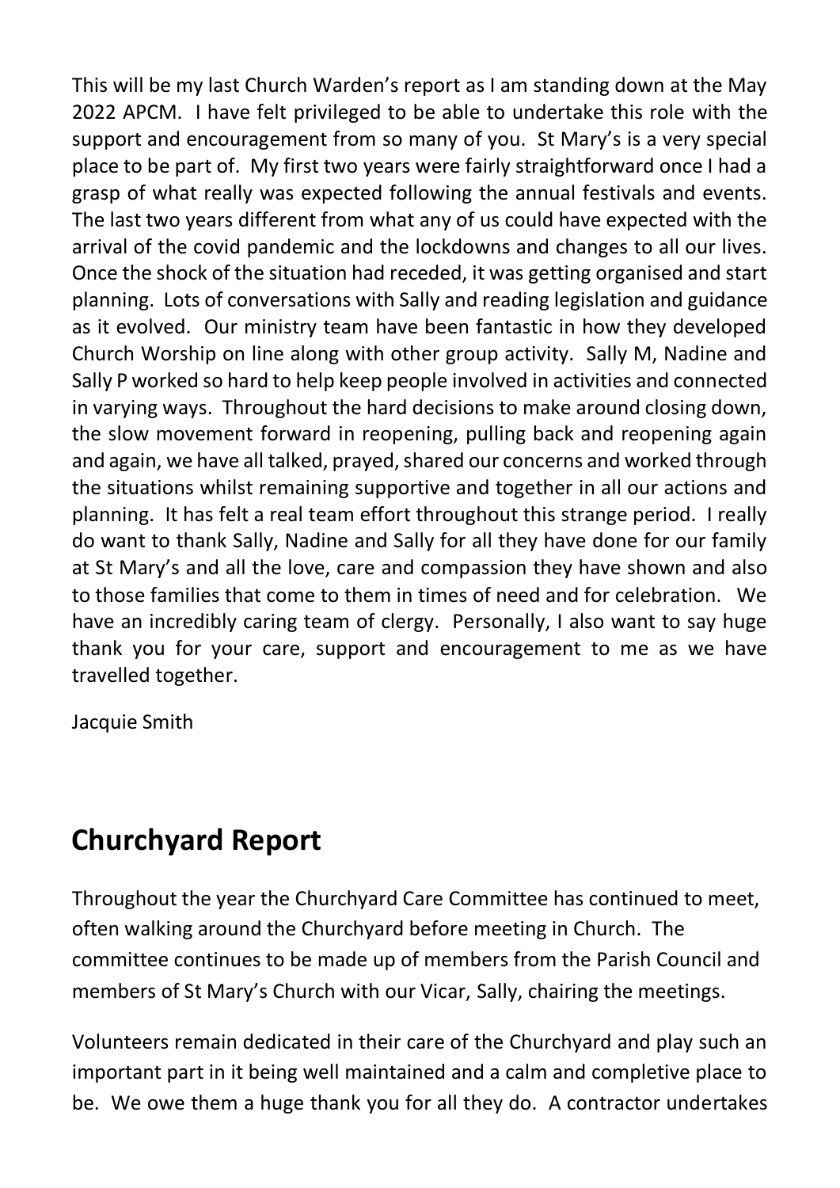This will be my last Church Warden's report as I am standing down at the May 2022 APCM. I have felt privileged to be able to undertake this role with the support and encouragement from so many of you. St Mary's is a very special place to be part of. My first two years were fairly straightforward once I had a grasp of what really was expected following the annual festivals and events. The last two years different from what any of us could have expected with the arrival of the covid pandemic and the lockdowns and changes to all our lives. Once the shock of the situation had receded, it was getting organised and start planning. Lots of conversations with Sally and reading legislation and guidance as it evolved. Our ministry team have been fantastic in how they developed Church Worship on line along with other group activity. Sally M, Nadine and Sally P worked so hard to help keep people involved in activities and connected in varying ways. Throughout the hard decisions to make around closing down, the slow movement forward in reopening, pulling back and reopening again and again, we have all talked, prayed, shared our concerns and worked through the situations whilst remaining supportive and together in all our actions and planning. It has felt a real team effort throughout this strange period. I really do want to thank Sally, Nadine and Sally for all they have done for our family at St Mary's and all the love, care and compassion they have shown and also to those families that come to them in times of need and for celebration. We have an incredibly caring team of clergy. Personally, I also want to say huge thank you for your care, support and encouragement to me as we have travelled together.

Jacquie Smith

## Churchyard Report

Throughout the year the Churchyard Care Committee has continued to meet, often walking around the Churchyard before meeting in Church. The committee continues to be made up of members from the Parish Council and members of St Mary's Church with our Vicar, Sally, chairing the meetings.

Volunteers remain dedicated in their care of the Churchyard and play such an important part in it being well maintained and a calm and completive place to be. We owe them a huge thank you for all they do. A contractor undertakes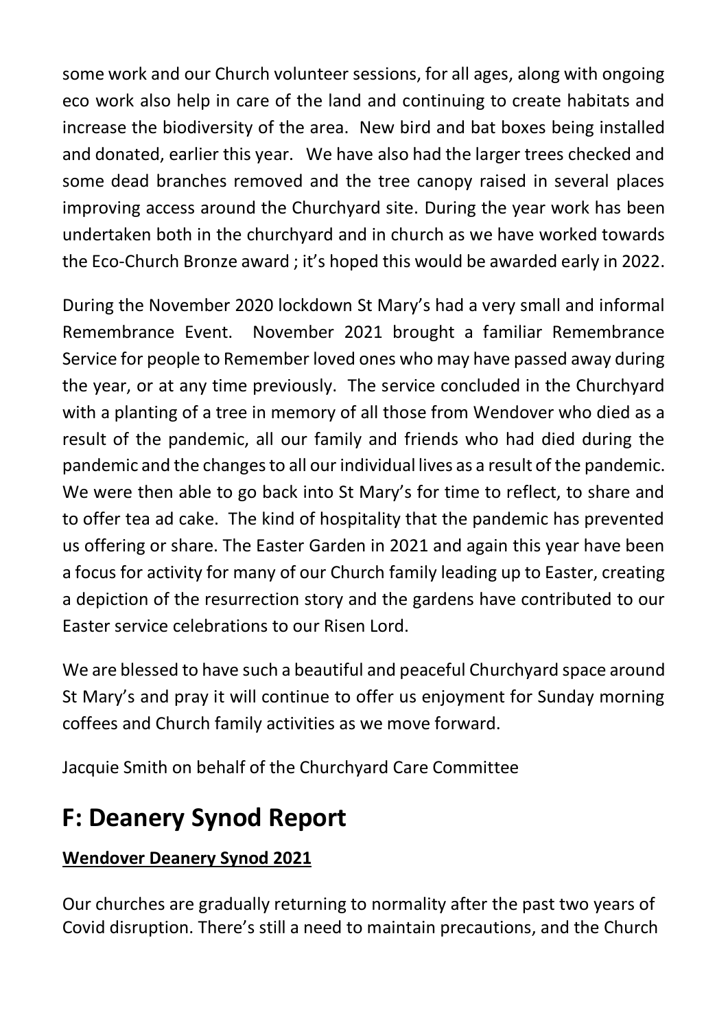some work and our Church volunteer sessions, for all ages, along with ongoing eco work also help in care of the land and continuing to create habitats and increase the biodiversity of the area. New bird and bat boxes being installed and donated, earlier this year. We have also had the larger trees checked and some dead branches removed and the tree canopy raised in several places improving access around the Churchyard site. During the year work has been undertaken both in the churchyard and in church as we have worked towards the Eco-Church Bronze award ; it's hoped this would be awarded early in 2022.

During the November 2020 lockdown St Mary's had a very small and informal Remembrance Event. November 2021 brought a familiar Remembrance Service for people to Remember loved ones who may have passed away during the year, or at any time previously. The service concluded in the Churchyard with a planting of a tree in memory of all those from Wendover who died as a result of the pandemic, all our family and friends who had died during the pandemic and the changes to all our individual lives as a result of the pandemic. We were then able to go back into St Mary's for time to reflect, to share and to offer tea ad cake. The kind of hospitality that the pandemic has prevented us offering or share. The Easter Garden in 2021 and again this year have been a focus for activity for many of our Church family leading up to Easter, creating a depiction of the resurrection story and the gardens have contributed to our Easter service celebrations to our Risen Lord.

We are blessed to have such a beautiful and peaceful Churchyard space around St Mary's and pray it will continue to offer us enjoyment for Sunday morning coffees and Church family activities as we move forward.

Jacquie Smith on behalf of the Churchyard Care Committee

## F: Deanery Synod Report

**Wendover Deanery Synod 2021**

Our churches are gradually returning to normality after the past two years of Covid disruption. There's still a need to maintain precautions, and the Church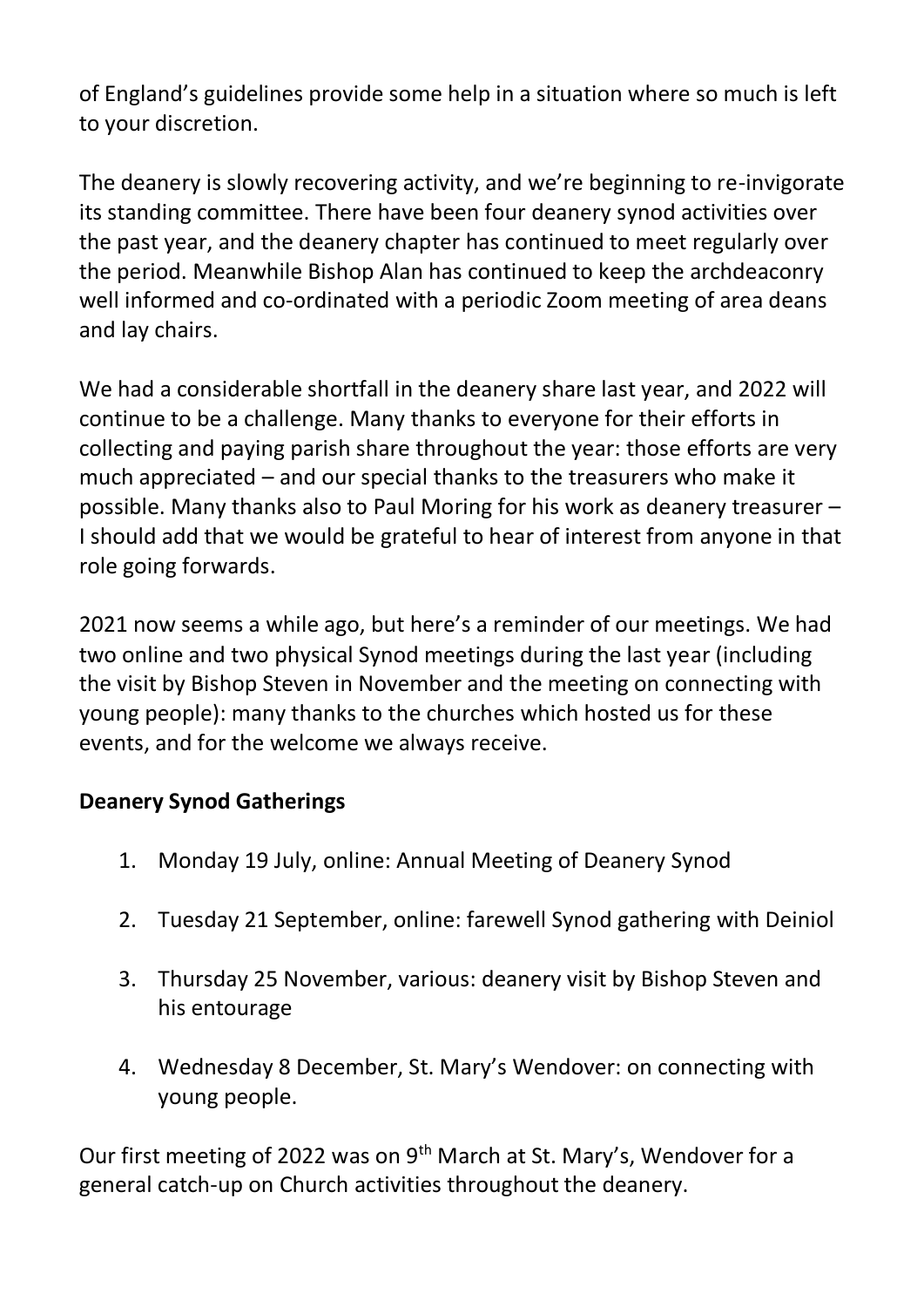of England's guidelines provide some help in a situation where so much is left to your discretion.

The deanery is slowly recovering activity, and we're beginning to re-invigorate its standing committee. There have been four deanery synod activities over the past year, and the deanery chapter has continued to meet regularly over the period. Meanwhile Bishop Alan has continued to keep the archdeaconry well informed and co-ordinated with a periodic Zoom meeting of area deans and lay chairs.

We had a considerable shortfall in the deanery share last year, and 2022 will continue to be a challenge. Many thanks to everyone for their efforts in collecting and paying parish share throughout the year: those efforts are very much appreciated – and our special thanks to the treasurers who make it possible. Many thanks also to Paul Moring for his work as deanery treasurer – I should add that we would be grateful to hear of interest from anyone in that role going forwards.

2021 now seems a while ago, but here's a reminder of our meetings. We had two online and two physical Synod meetings during the last year (including the visit by Bishop Steven in November and the meeting on connecting with young people): many thanks to the churches which hosted us for these events, and for the welcome we always receive.

**Deanery Synod Gatherings**

1. Monday 19 July, online: Annual Meeting of Deanery Synod
2. Tuesday 21 September, online: farewell Synod gathering with Deiniol
3. Thursday 25 November, various: deanery visit by Bishop Steven and his entourage
4. Wednesday 8 December, St. Mary's Wendover: on connecting with young people.

Our first meeting of 2022 was on 9th March at St. Mary's, Wendover for a general catch-up on Church activities throughout the deanery.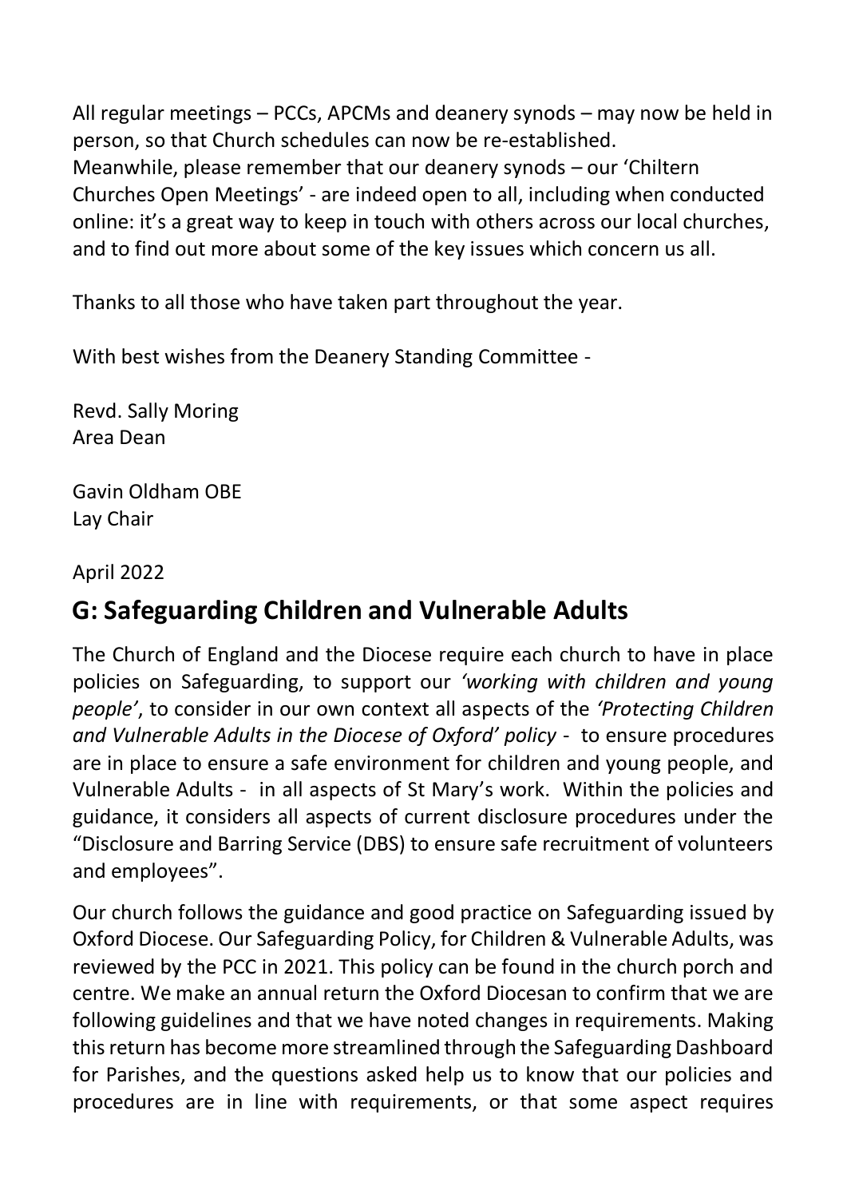All regular meetings – PCCs, APCMs and deanery synods – may now be held in person, so that Church schedules can now be re-established.
Meanwhile, please remember that our deanery synods – our 'Chiltern Churches Open Meetings' - are indeed open to all, including when conducted online: it's a great way to keep in touch with others across our local churches, and to find out more about some of the key issues which concern us all.

Thanks to all those who have taken part throughout the year.

With best wishes from the Deanery Standing Committee -

Revd. Sally Moring
Area Dean

Gavin Oldham OBE
Lay Chair

April 2022

## G: Safeguarding Children and Vulnerable Adults

The Church of England and the Diocese require each church to have in place policies on Safeguarding, to support our *'working with children and young people'*, to consider in our own context all aspects of the *'Protecting Children and Vulnerable Adults in the Diocese of Oxford' policy* - to ensure procedures are in place to ensure a safe environment for children and young people, and Vulnerable Adults - in all aspects of St Mary's work. Within the policies and guidance, it considers all aspects of current disclosure procedures under the "Disclosure and Barring Service (DBS) to ensure safe recruitment of volunteers and employees".

Our church follows the guidance and good practice on Safeguarding issued by Oxford Diocese. Our Safeguarding Policy, for Children & Vulnerable Adults, was reviewed by the PCC in 2021. This policy can be found in the church porch and centre. We make an annual return the Oxford Diocesan to confirm that we are following guidelines and that we have noted changes in requirements. Making this return has become more streamlined through the Safeguarding Dashboard for Parishes, and the questions asked help us to know that our policies and procedures are in line with requirements, or that some aspect requires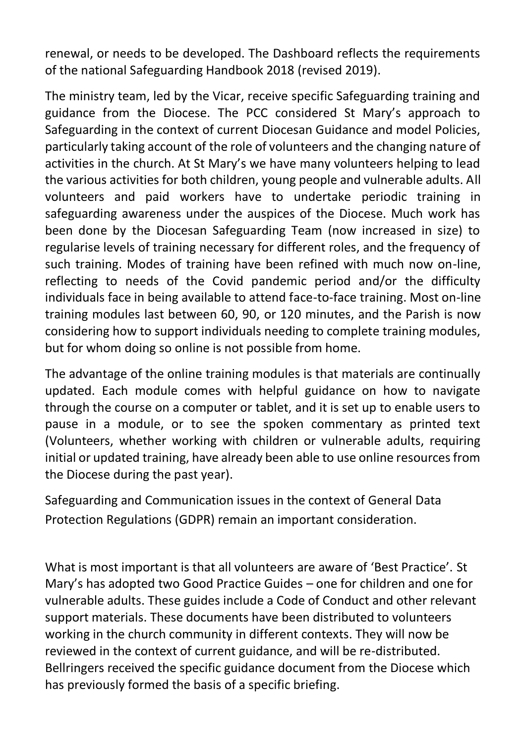renewal, or needs to be developed. The Dashboard reflects the requirements of the national Safeguarding Handbook 2018 (revised 2019).

The ministry team, led by the Vicar, receive specific Safeguarding training and guidance from the Diocese. The PCC considered St Mary's approach to Safeguarding in the context of current Diocesan Guidance and model Policies, particularly taking account of the role of volunteers and the changing nature of activities in the church. At St Mary's we have many volunteers helping to lead the various activities for both children, young people and vulnerable adults. All volunteers and paid workers have to undertake periodic training in safeguarding awareness under the auspices of the Diocese. Much work has been done by the Diocesan Safeguarding Team (now increased in size) to regularise levels of training necessary for different roles, and the frequency of such training. Modes of training have been refined with much now on-line, reflecting to needs of the Covid pandemic period and/or the difficulty individuals face in being available to attend face-to-face training. Most on-line training modules last between 60, 90, or 120 minutes, and the Parish is now considering how to support individuals needing to complete training modules, but for whom doing so online is not possible from home.

The advantage of the online training modules is that materials are continually updated. Each module comes with helpful guidance on how to navigate through the course on a computer or tablet, and it is set up to enable users to pause in a module, or to see the spoken commentary as printed text (Volunteers, whether working with children or vulnerable adults, requiring initial or updated training, have already been able to use online resources from the Diocese during the past year).

Safeguarding and Communication issues in the context of General Data Protection Regulations (GDPR) remain an important consideration.

What is most important is that all volunteers are aware of 'Best Practice'. St Mary's has adopted two Good Practice Guides – one for children and one for vulnerable adults. These guides include a Code of Conduct and other relevant support materials. These documents have been distributed to volunteers working in the church community in different contexts. They will now be reviewed in the context of current guidance, and will be re-distributed. Bellringers received the specific guidance document from the Diocese which has previously formed the basis of a specific briefing.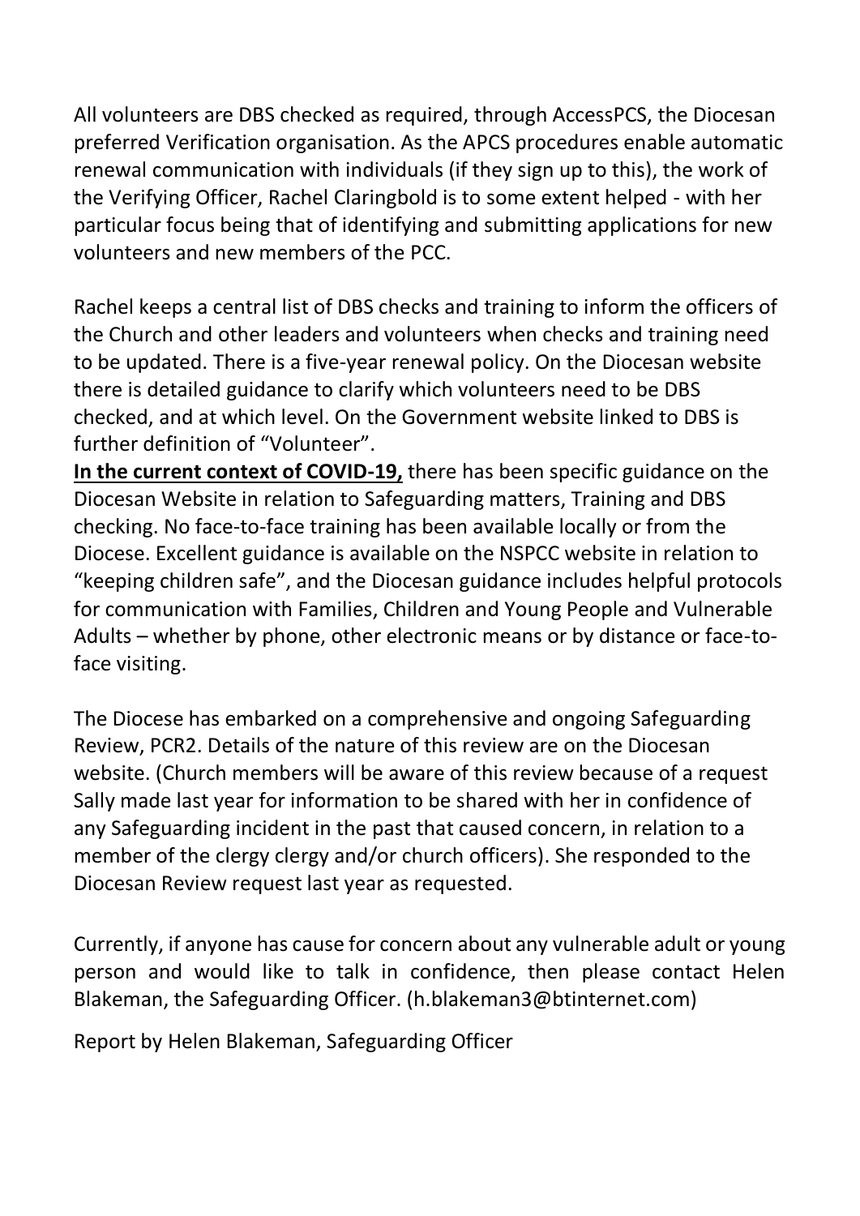All volunteers are DBS checked as required, through AccessPCS, the Diocesan preferred Verification organisation. As the APCS procedures enable automatic renewal communication with individuals (if they sign up to this), the work of the Verifying Officer, Rachel Claringbold is to some extent helped - with her particular focus being that of identifying and submitting applications for new volunteers and new members of the PCC.

Rachel keeps a central list of DBS checks and training to inform the officers of the Church and other leaders and volunteers when checks and training need to be updated. There is a five-year renewal policy. On the Diocesan website there is detailed guidance to clarify which volunteers need to be DBS checked, and at which level. On the Government website linked to DBS is further definition of "Volunteer".
**In the current context of COVID-19,** there has been specific guidance on the Diocesan Website in relation to Safeguarding matters, Training and DBS checking. No face-to-face training has been available locally or from the Diocese. Excellent guidance is available on the NSPCC website in relation to "keeping children safe", and the Diocesan guidance includes helpful protocols for communication with Families, Children and Young People and Vulnerable Adults – whether by phone, other electronic means or by distance or face-to-face visiting.

The Diocese has embarked on a comprehensive and ongoing Safeguarding Review, PCR2. Details of the nature of this review are on the Diocesan website. (Church members will be aware of this review because of a request Sally made last year for information to be shared with her in confidence of any Safeguarding incident in the past that caused concern, in relation to a member of the clergy clergy and/or church officers). She responded to the Diocesan Review request last year as requested.

Currently, if anyone has cause for concern about any vulnerable adult or young person and would like to talk in confidence, then please contact Helen Blakeman, the Safeguarding Officer. (h.blakeman3@btinternet.com)

Report by Helen Blakeman, Safeguarding Officer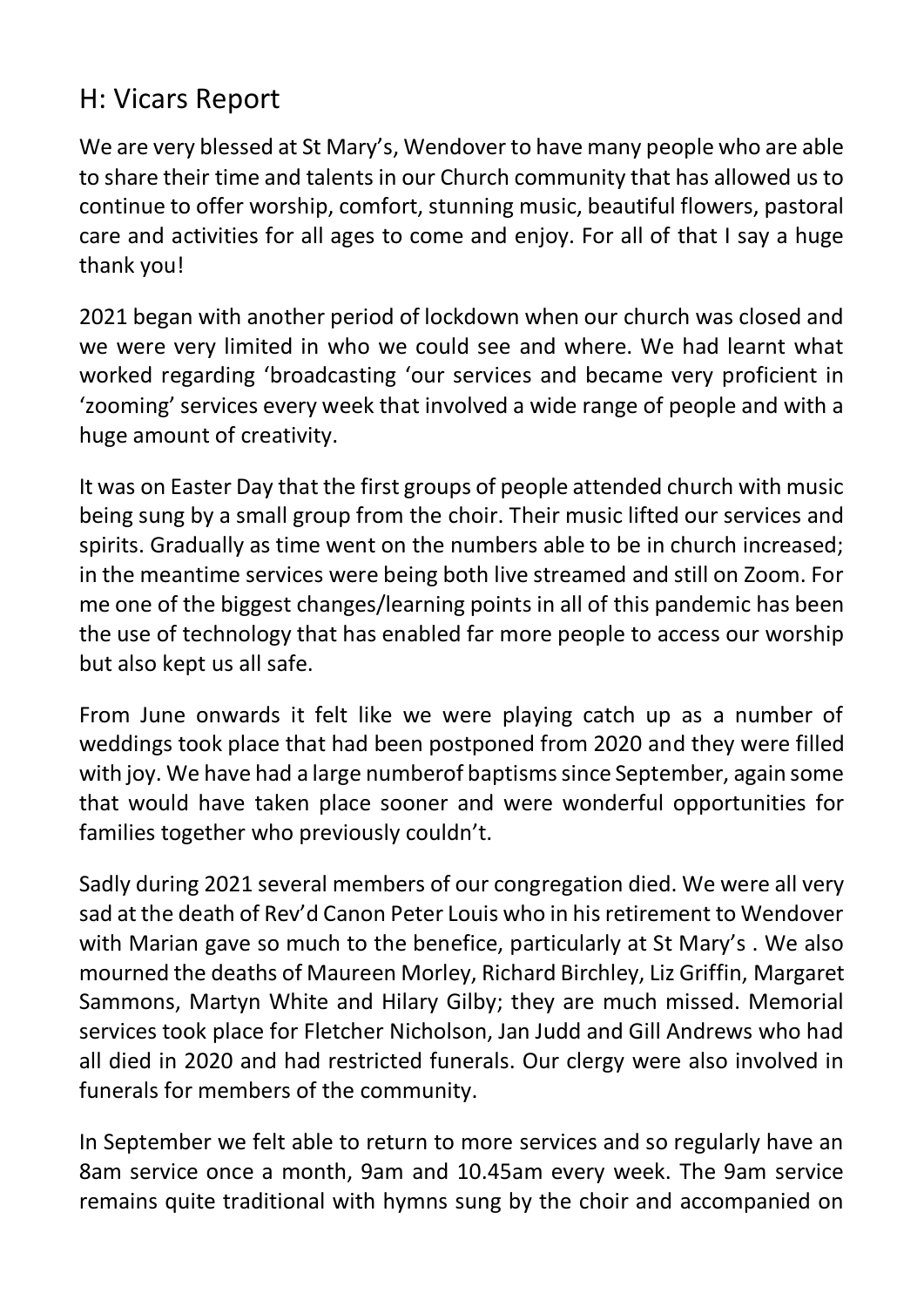## H: Vicars Report

We are very blessed at St Mary's, Wendover to have many people who are able to share their time and talents in our Church community that has allowed us to continue to offer worship, comfort, stunning music, beautiful flowers, pastoral care and activities for all ages to come and enjoy. For all of that I say a huge thank you!

2021 began with another period of lockdown when our church was closed and we were very limited in who we could see and where. We had learnt what worked regarding 'broadcasting 'our services and became very proficient in 'zooming' services every week that involved a wide range of people and with a huge amount of creativity.

It was on Easter Day that the first groups of people attended church with music being sung by a small group from the choir. Their music lifted our services and spirits. Gradually as time went on the numbers able to be in church increased; in the meantime services were being both live streamed and still on Zoom. For me one of the biggest changes/learning points in all of this pandemic has been the use of technology that has enabled far more people to access our worship but also kept us all safe.

From June onwards it felt like we were playing catch up as a number of weddings took place that had been postponed from 2020 and they were filled with joy. We have had a large numberof baptisms since September, again some that would have taken place sooner and were wonderful opportunities for families together who previously couldn't.

Sadly during 2021 several members of our congregation died. We were all very sad at the death of Rev'd Canon Peter Louis who in his retirement to Wendover with Marian gave so much to the benefice, particularly at St Mary's . We also mourned the deaths of Maureen Morley, Richard Birchley, Liz Griffin, Margaret Sammons, Martyn White and Hilary Gilby; they are much missed. Memorial services took place for Fletcher Nicholson, Jan Judd and Gill Andrews who had all died in 2020 and had restricted funerals. Our clergy were also involved in funerals for members of the community.

In September we felt able to return to more services and so regularly have an 8am service once a month, 9am and 10.45am every week. The 9am service remains quite traditional with hymns sung by the choir and accompanied on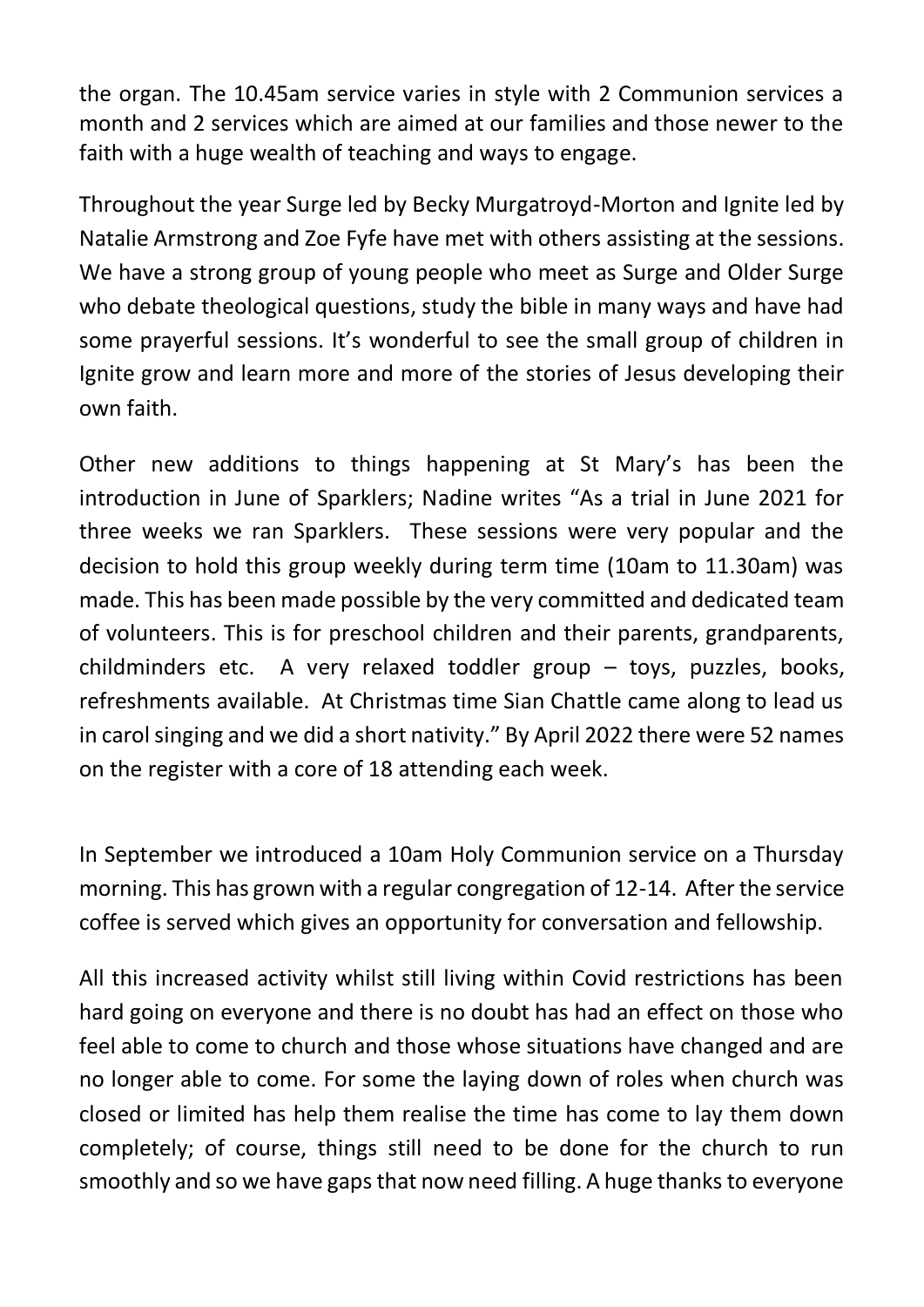the organ. The 10.45am service varies in style with 2 Communion services a month and 2 services which are aimed at our families and those newer to the faith with a huge wealth of teaching and ways to engage.

Throughout the year Surge led by Becky Murgatroyd-Morton and Ignite led by Natalie Armstrong and Zoe Fyfe have met with others assisting at the sessions. We have a strong group of young people who meet as Surge and Older Surge who debate theological questions, study the bible in many ways and have had some prayerful sessions. It's wonderful to see the small group of children in Ignite grow and learn more and more of the stories of Jesus developing their own faith.

Other new additions to things happening at St Mary's has been the introduction in June of Sparklers; Nadine writes "As a trial in June 2021 for three weeks we ran Sparklers. These sessions were very popular and the decision to hold this group weekly during term time (10am to 11.30am) was made. This has been made possible by the very committed and dedicated team of volunteers. This is for preschool children and their parents, grandparents, childminders etc. A very relaxed toddler group – toys, puzzles, books, refreshments available. At Christmas time Sian Chattle came along to lead us in carol singing and we did a short nativity." By April 2022 there were 52 names on the register with a core of 18 attending each week.

In September we introduced a 10am Holy Communion service on a Thursday morning. This has grown with a regular congregation of 12-14. After the service coffee is served which gives an opportunity for conversation and fellowship.

All this increased activity whilst still living within Covid restrictions has been hard going on everyone and there is no doubt has had an effect on those who feel able to come to church and those whose situations have changed and are no longer able to come. For some the laying down of roles when church was closed or limited has help them realise the time has come to lay them down completely; of course, things still need to be done for the church to run smoothly and so we have gaps that now need filling. A huge thanks to everyone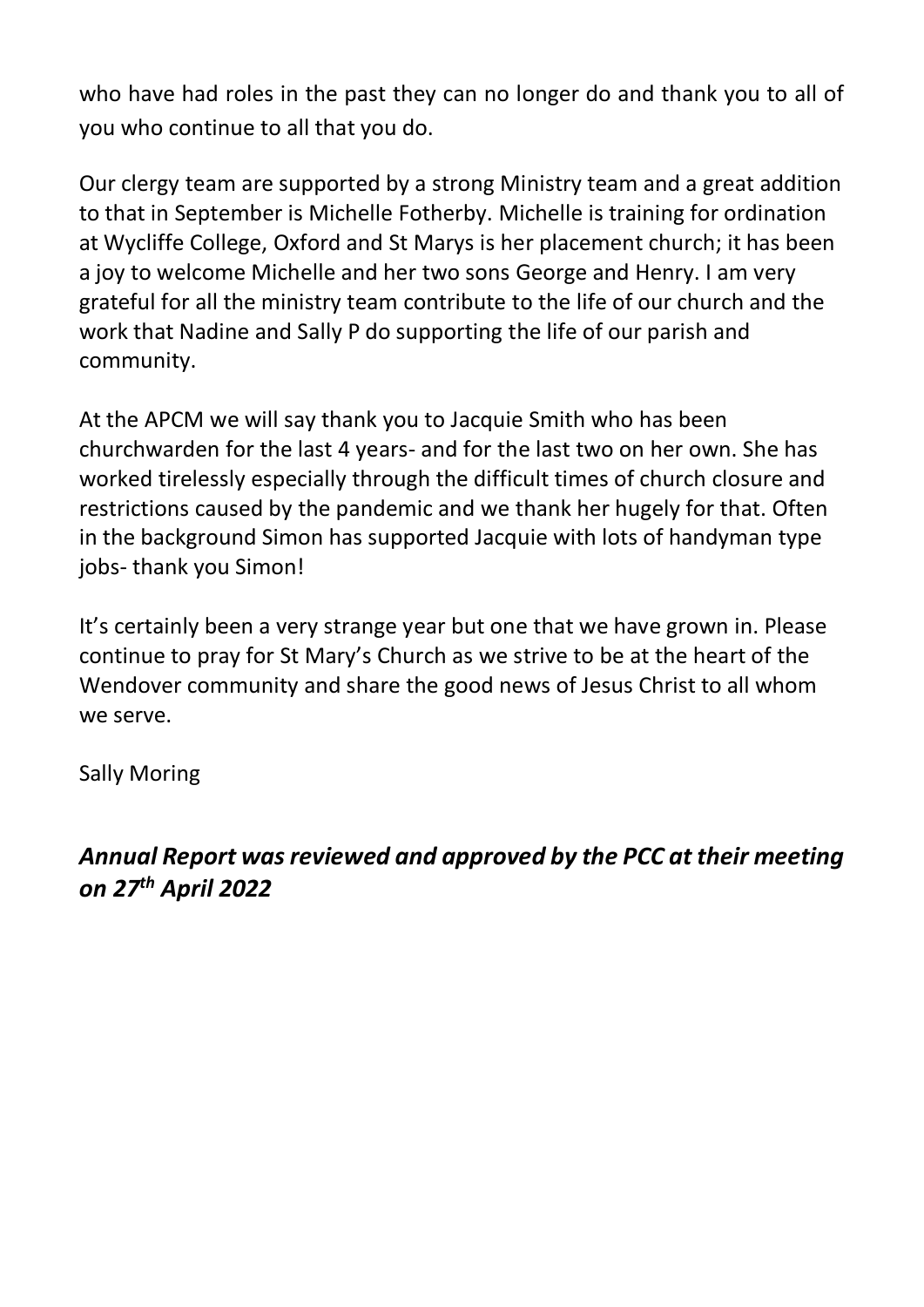who have had roles in the past they can no longer do and thank you to all of you who continue to all that you do.

Our clergy team are supported by a strong Ministry team and a great addition to that in September is Michelle Fotherby. Michelle is training for ordination at Wycliffe College, Oxford and St Marys is her placement church; it has been a joy to welcome Michelle and her two sons George and Henry. I am very grateful for all the ministry team contribute to the life of our church and the work that Nadine and Sally P do supporting the life of our parish and community.

At the APCM we will say thank you to Jacquie Smith who has been churchwarden for the last 4 years- and for the last two on her own. She has worked tirelessly especially through the difficult times of church closure and restrictions caused by the pandemic and we thank her hugely for that. Often in the background Simon has supported Jacquie with lots of handyman type jobs- thank you Simon!

It's certainly been a very strange year but one that we have grown in. Please continue to pray for St Mary's Church as we strive to be at the heart of the Wendover community and share the good news of Jesus Christ to all whom we serve.

Sally Moring

***Annual Report was reviewed and approved by the PCC at their meeting on 27th April 2022***